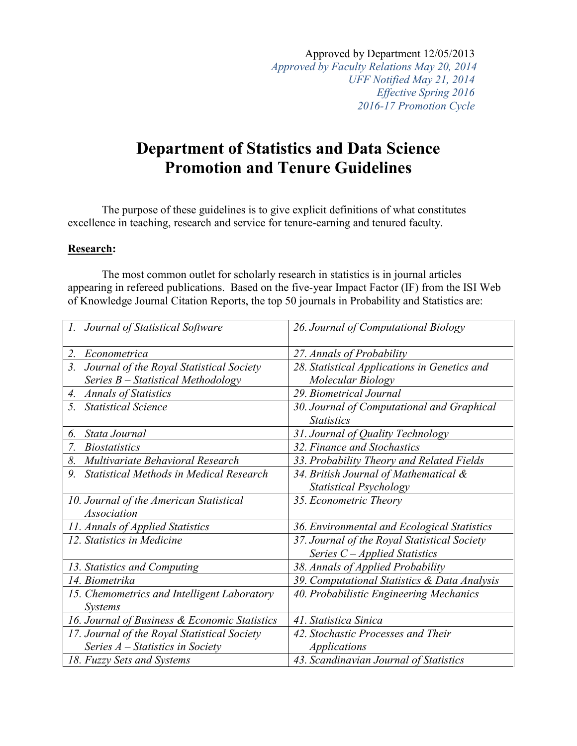Approved by Department 12/05/2013
*Approved by Faculty Relations May 20, 2014*
*UFF Notified May 21, 2014*
*Effective Spring 2016*
*2016-17 Promotion Cycle*

# Department of Statistics and Data Science Promotion and Tenure Guidelines

The purpose of these guidelines is to give explicit definitions of what constitutes excellence in teaching, research and service for tenure-earning and tenured faculty.

**Research:**

The most common outlet for scholarly research in statistics is in journal articles appearing in refereed publications. Based on the five-year Impact Factor (IF) from the ISI Web of Knowledge Journal Citation Reports, the top 50 journals in Probability and Statistics are:

| | |
|---|---|
| *1. Journal of Statistical Software* | *26. Journal of Computational Biology* |
| *2. Econometrica* | *27. Annals of Probability* |
| *3. Journal of the Royal Statistical Society Series B – Statistical Methodology* | *28. Statistical Applications in Genetics and Molecular Biology* |
| *4. Annals of Statistics* | *29. Biometrical Journal* |
| *5. Statistical Science* | *30. Journal of Computational and Graphical Statistics* |
| *6. Stata Journal* | *31. Journal of Quality Technology* |
| *7. Biostatistics* | *32. Finance and Stochastics* |
| *8. Multivariate Behavioral Research* | *33. Probability Theory and Related Fields* |
| *9. Statistical Methods in Medical Research* | *34. British Journal of Mathematical & Statistical Psychology* |
| *10. Journal of the American Statistical Association* | *35. Econometric Theory* |
| *11. Annals of Applied Statistics* | *36. Environmental and Ecological Statistics* |
| *12. Statistics in Medicine* | *37. Journal of the Royal Statistical Society Series C – Applied Statistics* |
| *13. Statistics and Computing* | *38. Annals of Applied Probability* |
| *14. Biometrika* | *39. Computational Statistics & Data Analysis* |
| *15. Chemometrics and Intelligent Laboratory Systems* | *40. Probabilistic Engineering Mechanics* |
| *16. Journal of Business & Economic Statistics* | *41. Statistica Sinica* |
| *17. Journal of the Royal Statistical Society Series A – Statistics in Society* | *42. Stochastic Processes and Their Applications* |
| *18. Fuzzy Sets and Systems* | *43. Scandinavian Journal of Statistics* |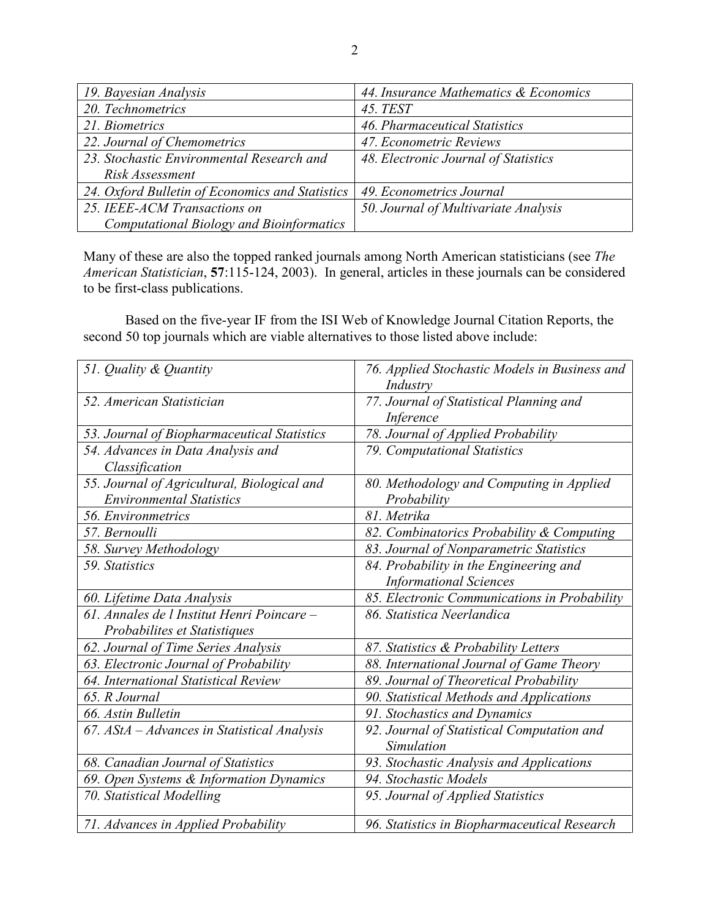| | |
|---|---|
| *19. Bayesian Analysis* | *44. Insurance Mathematics & Economics* |
| *20. Technometrics* | *45. TEST* |
| *21. Biometrics* | *46. Pharmaceutical Statistics* |
| *22. Journal of Chemometrics* | *47. Econometric Reviews* |
| *23. Stochastic Environmental Research and Risk Assessment* | *48. Electronic Journal of Statistics* |
| *24. Oxford Bulletin of Economics and Statistics* | *49. Econometrics Journal* |
| *25. IEEE-ACM Transactions on Computational Biology and Bioinformatics* | *50. Journal of Multivariate Analysis* |

Many of these are also the topped ranked journals among North American statisticians (see *The American Statistician*, **57**:115-124, 2003). In general, articles in these journals can be considered to be first-class publications.

Based on the five-year IF from the ISI Web of Knowledge Journal Citation Reports, the second 50 top journals which are viable alternatives to those listed above include:

| | |
|---|---|
| *51. Quality & Quantity* | *76. Applied Stochastic Models in Business and Industry* |
| *52. American Statistician* | *77. Journal of Statistical Planning and Inference* |
| *53. Journal of Biopharmaceutical Statistics* | *78. Journal of Applied Probability* |
| *54. Advances in Data Analysis and Classification* | *79. Computational Statistics* |
| *55. Journal of Agricultural, Biological and Environmental Statistics* | *80. Methodology and Computing in Applied Probability* |
| *56. Environmetrics* | *81. Metrika* |
| *57. Bernoulli* | *82. Combinatorics Probability & Computing* |
| *58. Survey Methodology* | *83. Journal of Nonparametric Statistics* |
| *59. Statistics* | *84. Probability in the Engineering and Informational Sciences* |
| *60. Lifetime Data Analysis* | *85. Electronic Communications in Probability* |
| *61. Annales de l Institut Henri Poincare – Probabilites et Statistiques* | *86. Statistica Neerlandica* |
| *62. Journal of Time Series Analysis* | *87. Statistics & Probability Letters* |
| *63. Electronic Journal of Probability* | *88. International Journal of Game Theory* |
| *64. International Statistical Review* | *89. Journal of Theoretical Probability* |
| *65. R Journal* | *90. Statistical Methods and Applications* |
| *66. Astin Bulletin* | *91. Stochastics and Dynamics* |
| *67. AStA – Advances in Statistical Analysis* | *92. Journal of Statistical Computation and Simulation* |
| *68. Canadian Journal of Statistics* | *93. Stochastic Analysis and Applications* |
| *69. Open Systems & Information Dynamics* | *94. Stochastic Models* |
| *70. Statistical Modelling* | *95. Journal of Applied Statistics* |
| *71. Advances in Applied Probability* | *96. Statistics in Biopharmaceutical Research* |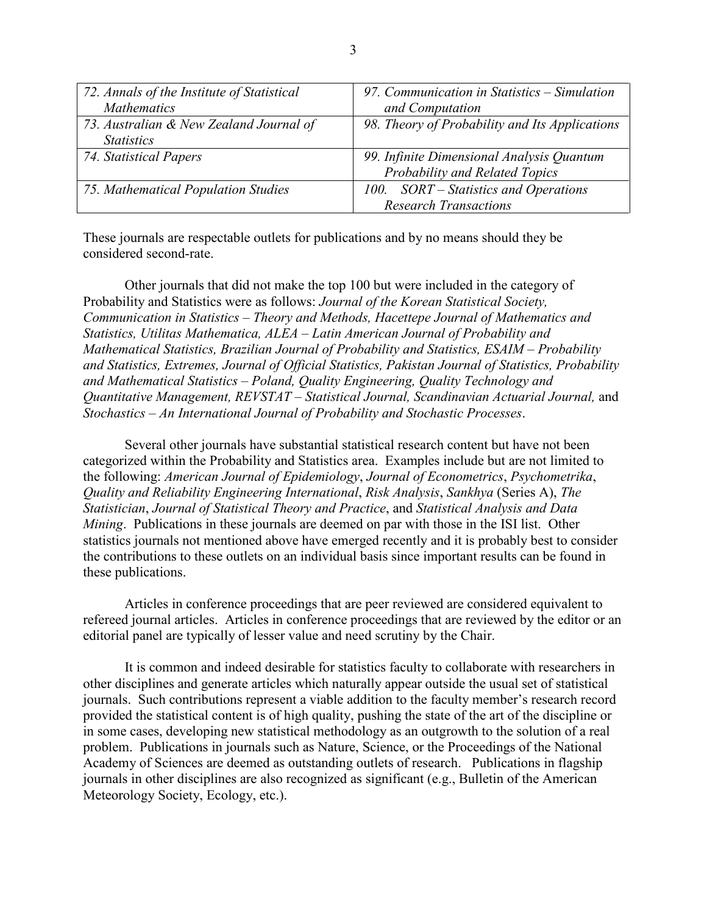| | |
|---|---|
| *72. Annals of the Institute of Statistical Mathematics* | *97. Communication in Statistics – Simulation and Computation* |
| *73. Australian & New Zealand Journal of Statistics* | *98. Theory of Probability and Its Applications* |
| *74. Statistical Papers* | *99. Infinite Dimensional Analysis Quantum Probability and Related Topics* |
| *75. Mathematical Population Studies* | *100. SORT – Statistics and Operations Research Transactions* |

These journals are respectable outlets for publications and by no means should they be considered second-rate.

Other journals that did not make the top 100 but were included in the category of Probability and Statistics were as follows: *Journal of the Korean Statistical Society, Communication in Statistics – Theory and Methods, Hacettepe Journal of Mathematics and Statistics, Utilitas Mathematica, ALEA – Latin American Journal of Probability and Mathematical Statistics, Brazilian Journal of Probability and Statistics, ESAIM – Probability and Statistics, Extremes, Journal of Official Statistics, Pakistan Journal of Statistics, Probability and Mathematical Statistics – Poland, Quality Engineering, Quality Technology and Quantitative Management, REVSTAT – Statistical Journal, Scandinavian Actuarial Journal,* and *Stochastics – An International Journal of Probability and Stochastic Processes*.

Several other journals have substantial statistical research content but have not been categorized within the Probability and Statistics area. Examples include but are not limited to the following: *American Journal of Epidemiology*, *Journal of Econometrics*, *Psychometrika*, *Quality and Reliability Engineering International*, *Risk Analysis*, *Sankhya* (Series A), *The Statistician*, *Journal of Statistical Theory and Practice*, and *Statistical Analysis and Data Mining*. Publications in these journals are deemed on par with those in the ISI list. Other statistics journals not mentioned above have emerged recently and it is probably best to consider the contributions to these outlets on an individual basis since important results can be found in these publications.

Articles in conference proceedings that are peer reviewed are considered equivalent to refereed journal articles. Articles in conference proceedings that are reviewed by the editor or an editorial panel are typically of lesser value and need scrutiny by the Chair.

It is common and indeed desirable for statistics faculty to collaborate with researchers in other disciplines and generate articles which naturally appear outside the usual set of statistical journals. Such contributions represent a viable addition to the faculty member's research record provided the statistical content is of high quality, pushing the state of the art of the discipline or in some cases, developing new statistical methodology as an outgrowth to the solution of a real problem. Publications in journals such as Nature, Science, or the Proceedings of the National Academy of Sciences are deemed as outstanding outlets of research. Publications in flagship journals in other disciplines are also recognized as significant (e.g., Bulletin of the American Meteorology Society, Ecology, etc.).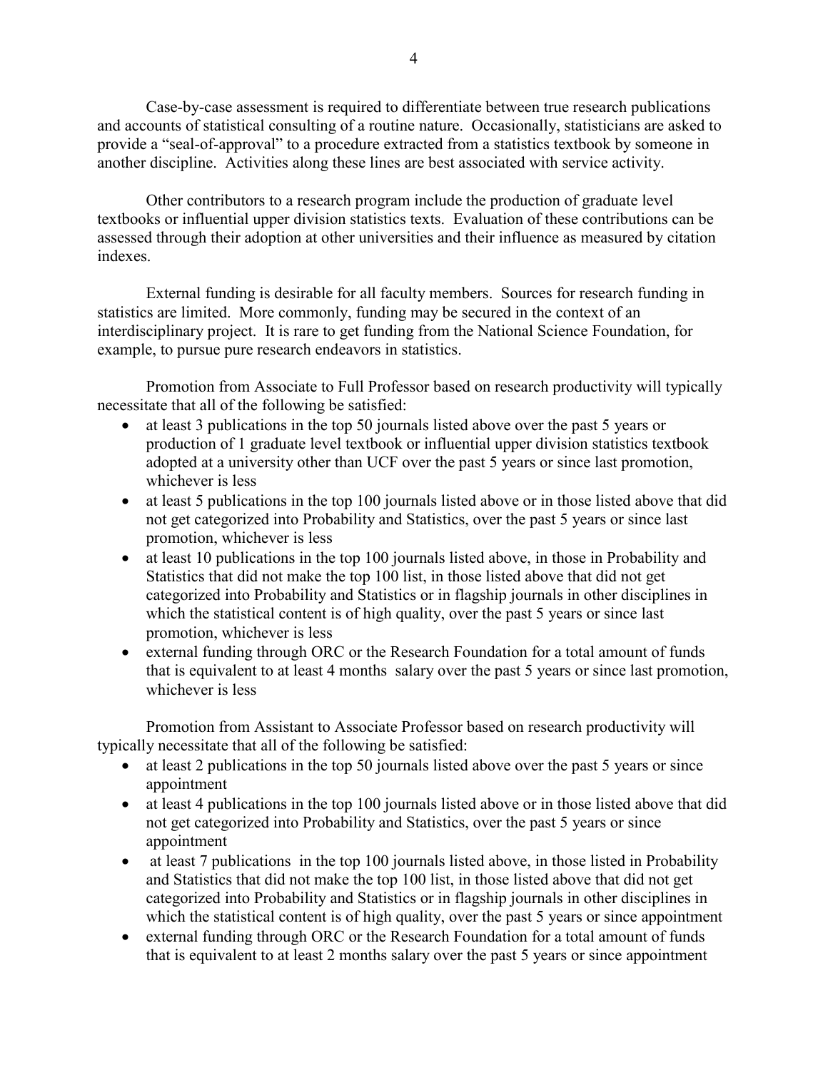Case-by-case assessment is required to differentiate between true research publications and accounts of statistical consulting of a routine nature. Occasionally, statisticians are asked to provide a "seal-of-approval" to a procedure extracted from a statistics textbook by someone in another discipline. Activities along these lines are best associated with service activity.

Other contributors to a research program include the production of graduate level textbooks or influential upper division statistics texts. Evaluation of these contributions can be assessed through their adoption at other universities and their influence as measured by citation indexes.

External funding is desirable for all faculty members. Sources for research funding in statistics are limited. More commonly, funding may be secured in the context of an interdisciplinary project. It is rare to get funding from the National Science Foundation, for example, to pursue pure research endeavors in statistics.

Promotion from Associate to Full Professor based on research productivity will typically necessitate that all of the following be satisfied:

- at least 3 publications in the top 50 journals listed above over the past 5 years or production of 1 graduate level textbook or influential upper division statistics textbook adopted at a university other than UCF over the past 5 years or since last promotion, whichever is less
- at least 5 publications in the top 100 journals listed above or in those listed above that did not get categorized into Probability and Statistics, over the past 5 years or since last promotion, whichever is less
- at least 10 publications in the top 100 journals listed above, in those in Probability and Statistics that did not make the top 100 list, in those listed above that did not get categorized into Probability and Statistics or in flagship journals in other disciplines in which the statistical content is of high quality, over the past 5 years or since last promotion, whichever is less
- external funding through ORC or the Research Foundation for a total amount of funds that is equivalent to at least 4 months salary over the past 5 years or since last promotion, whichever is less

Promotion from Assistant to Associate Professor based on research productivity will typically necessitate that all of the following be satisfied:

- at least 2 publications in the top 50 journals listed above over the past 5 years or since appointment
- at least 4 publications in the top 100 journals listed above or in those listed above that did not get categorized into Probability and Statistics, over the past 5 years or since appointment
- at least 7 publications in the top 100 journals listed above, in those listed in Probability and Statistics that did not make the top 100 list, in those listed above that did not get categorized into Probability and Statistics or in flagship journals in other disciplines in which the statistical content is of high quality, over the past 5 years or since appointment
- external funding through ORC or the Research Foundation for a total amount of funds that is equivalent to at least 2 months salary over the past 5 years or since appointment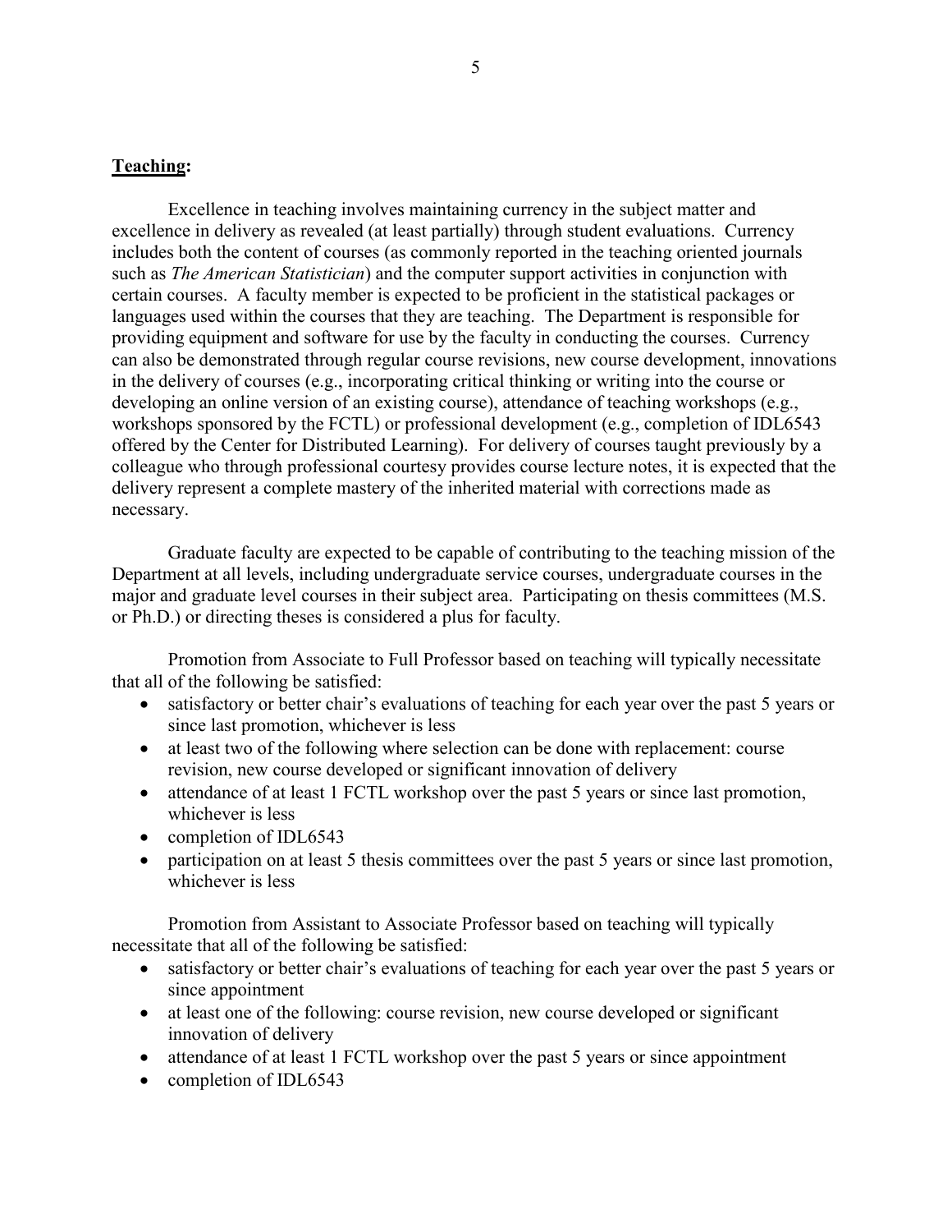**Teaching:**

Excellence in teaching involves maintaining currency in the subject matter and excellence in delivery as revealed (at least partially) through student evaluations. Currency includes both the content of courses (as commonly reported in the teaching oriented journals such as *The American Statistician*) and the computer support activities in conjunction with certain courses. A faculty member is expected to be proficient in the statistical packages or languages used within the courses that they are teaching. The Department is responsible for providing equipment and software for use by the faculty in conducting the courses. Currency can also be demonstrated through regular course revisions, new course development, innovations in the delivery of courses (e.g., incorporating critical thinking or writing into the course or developing an online version of an existing course), attendance of teaching workshops (e.g., workshops sponsored by the FCTL) or professional development (e.g., completion of IDL6543 offered by the Center for Distributed Learning). For delivery of courses taught previously by a colleague who through professional courtesy provides course lecture notes, it is expected that the delivery represent a complete mastery of the inherited material with corrections made as necessary.

Graduate faculty are expected to be capable of contributing to the teaching mission of the Department at all levels, including undergraduate service courses, undergraduate courses in the major and graduate level courses in their subject area. Participating on thesis committees (M.S. or Ph.D.) or directing theses is considered a plus for faculty.

Promotion from Associate to Full Professor based on teaching will typically necessitate that all of the following be satisfied:

- satisfactory or better chair's evaluations of teaching for each year over the past 5 years or since last promotion, whichever is less
- at least two of the following where selection can be done with replacement: course revision, new course developed or significant innovation of delivery
- attendance of at least 1 FCTL workshop over the past 5 years or since last promotion, whichever is less
- completion of IDL6543
- participation on at least 5 thesis committees over the past 5 years or since last promotion, whichever is less

Promotion from Assistant to Associate Professor based on teaching will typically necessitate that all of the following be satisfied:

- satisfactory or better chair's evaluations of teaching for each year over the past 5 years or since appointment
- at least one of the following: course revision, new course developed or significant innovation of delivery
- attendance of at least 1 FCTL workshop over the past 5 years or since appointment
- completion of IDL6543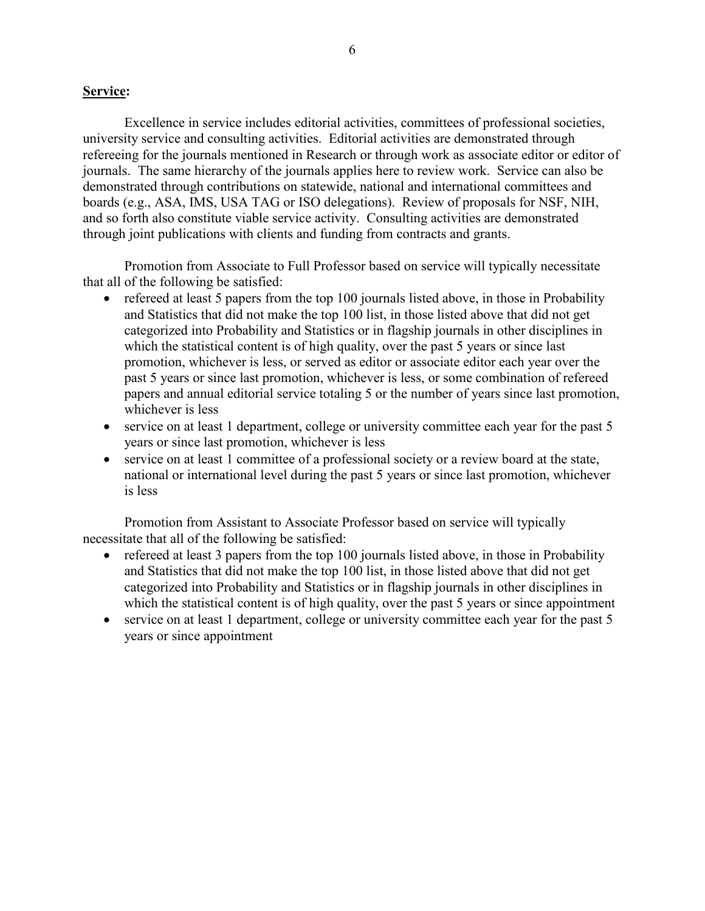**Service:**

Excellence in service includes editorial activities, committees of professional societies, university service and consulting activities. Editorial activities are demonstrated through refereeing for the journals mentioned in Research or through work as associate editor or editor of journals. The same hierarchy of the journals applies here to review work. Service can also be demonstrated through contributions on statewide, national and international committees and boards (e.g., ASA, IMS, USA TAG or ISO delegations). Review of proposals for NSF, NIH, and so forth also constitute viable service activity. Consulting activities are demonstrated through joint publications with clients and funding from contracts and grants.

Promotion from Associate to Full Professor based on service will typically necessitate that all of the following be satisfied:

- refereed at least 5 papers from the top 100 journals listed above, in those in Probability and Statistics that did not make the top 100 list, in those listed above that did not get categorized into Probability and Statistics or in flagship journals in other disciplines in which the statistical content is of high quality, over the past 5 years or since last promotion, whichever is less, or served as editor or associate editor each year over the past 5 years or since last promotion, whichever is less, or some combination of refereed papers and annual editorial service totaling 5 or the number of years since last promotion, whichever is less
- service on at least 1 department, college or university committee each year for the past 5 years or since last promotion, whichever is less
- service on at least 1 committee of a professional society or a review board at the state, national or international level during the past 5 years or since last promotion, whichever is less

Promotion from Assistant to Associate Professor based on service will typically necessitate that all of the following be satisfied:

- refereed at least 3 papers from the top 100 journals listed above, in those in Probability and Statistics that did not make the top 100 list, in those listed above that did not get categorized into Probability and Statistics or in flagship journals in other disciplines in which the statistical content is of high quality, over the past 5 years or since appointment
- service on at least 1 department, college or university committee each year for the past 5 years or since appointment